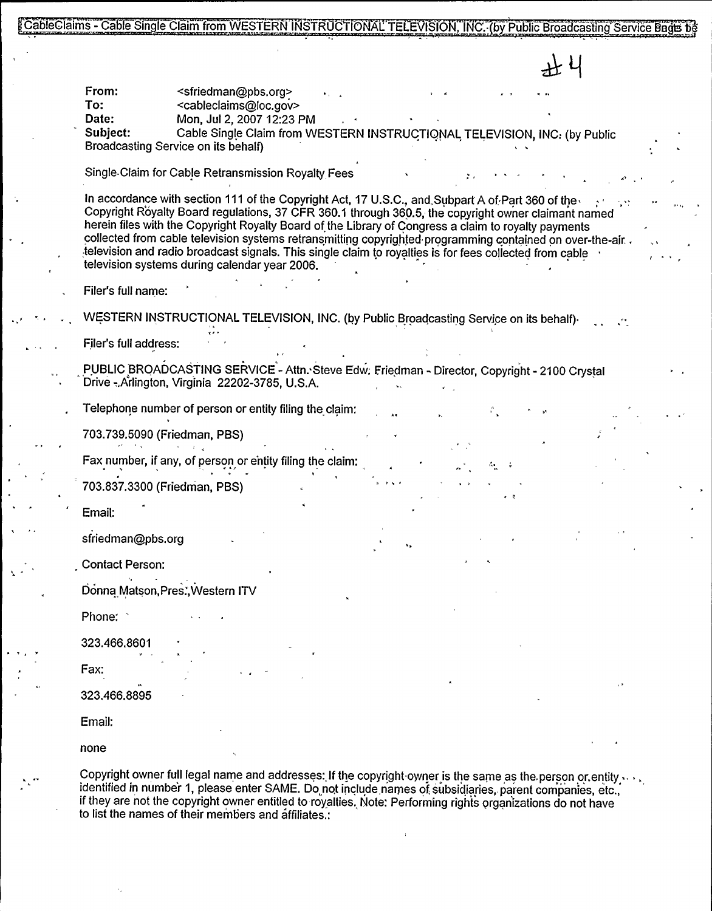#4

**From:** <sfriedman@pbs.org>
**To:** <cableclaims@loc.gov>
**Date:** Mon, Jul 2, 2007 12:23 PM
**Subject:** Cable Single Claim from WESTERN INSTRUCTIONAL TELEVISION, INC. (by Public Broadcasting Service on its behalf)

Single Claim for Cable Retransmission Royalty Fees

In accordance with section 111 of the Copyright Act, 17 U.S.C., and Subpart A of Part 360 of the Copyright Royalty Board regulations, 37 CFR 360.1 through 360.5, the copyright owner claimant named herein files with the Copyright Royalty Board of the Library of Congress a claim to royalty payments collected from cable television systems retransmitting copyrighted programming contained on over-the-air television and radio broadcast signals. This single claim to royalties is for fees collected from cable television systems during calendar year 2006.

Filer's full name:

WESTERN INSTRUCTIONAL TELEVISION, INC. (by Public Broadcasting Service on its behalf)

Filer's full address:

PUBLIC BROADCASTING SERVICE - Attn. Steve Edw. Friedman - Director, Copyright - 2100 Crystal Drive - Arlington, Virginia 22202-3785, U.S.A.

Telephone number of person or entity filing the claim:

703.739.5090 (Friedman, PBS)

Fax number, if any, of person or entity filing the claim:

703.837.3300 (Friedman, PBS)

Email:

sfriedman@pbs.org

Contact Person:

Donna Matson, Pres., Western ITV

Phone:

323.466.8601

Fax:

323.466.8895

Email:

none

Copyright owner full legal name and addresses: If the copyright owner is the same as the person or entity identified in number 1, please enter SAME. Do not include names of subsidiaries, parent companies, etc., if they are not the copyright owner entitled to royalties. Note: Performing rights organizations do not have to list the names of their members and affiliates.: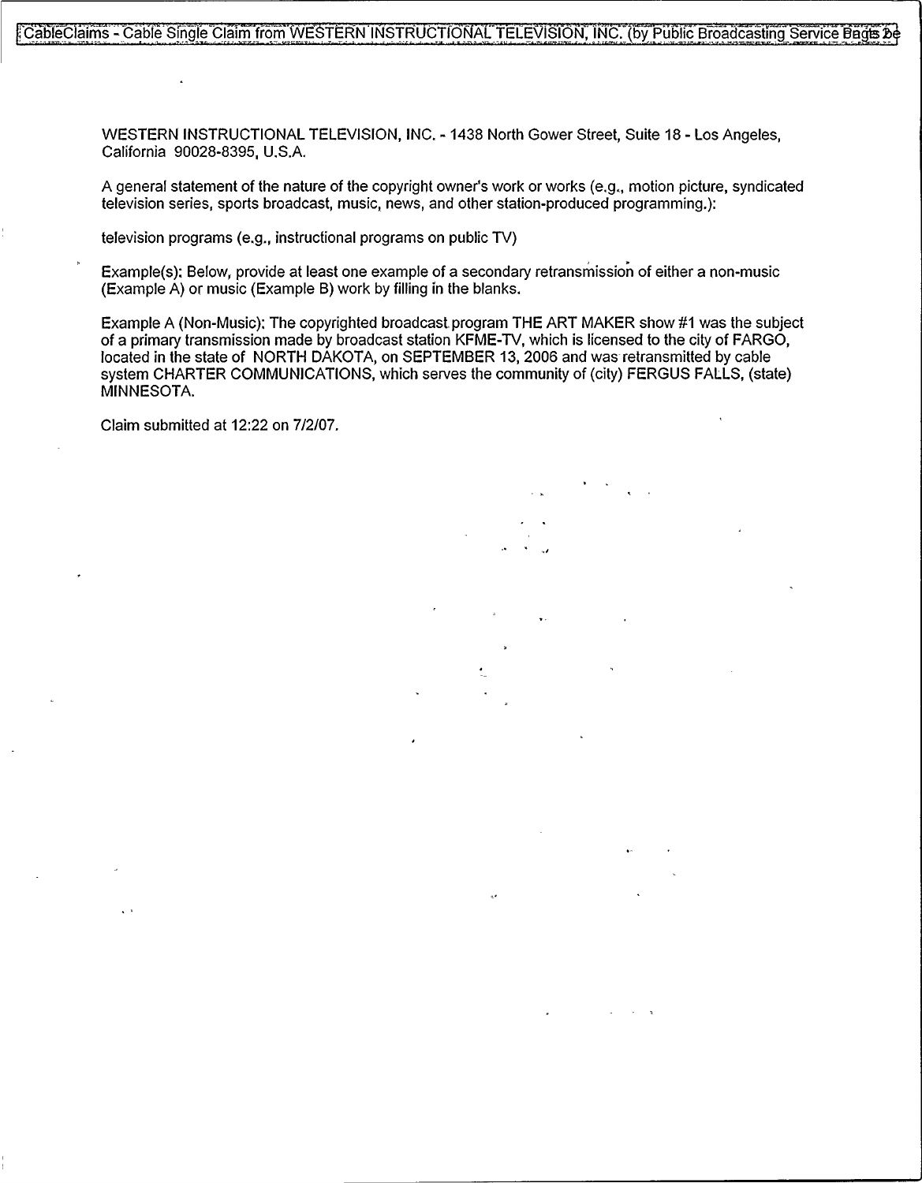WESTERN INSTRUCTIONAL TELEVISION, INC. - 1438 North Gower Street, Suite 18 - Los Angeles, California 90028-8395, U.S.A.

A general statement of the nature of the copyright owner's work or works (e.g., motion picture, syndicated television series, sports broadcast, music, news, and other station-produced programming.):

television programs (e.g., instructional programs on public TV)

Example(s): Below, provide at least one example of a secondary retransmission of either a non-music (Example A) or music (Example B) work by filling in the blanks.

Example A (Non-Music): The copyrighted broadcast program THE ART MAKER show #1 was the subject of a primary transmission made by broadcast station KFME-TV, which is licensed to the city of FARGO, located in the state of NORTH DAKOTA, on SEPTEMBER 13, 2006 and was retransmitted by cable system CHARTER COMMUNICATIONS, which serves the community of (city) FERGUS FALLS, (state) MINNESOTA.

Claim submitted at 12:22 on 7/2/07.